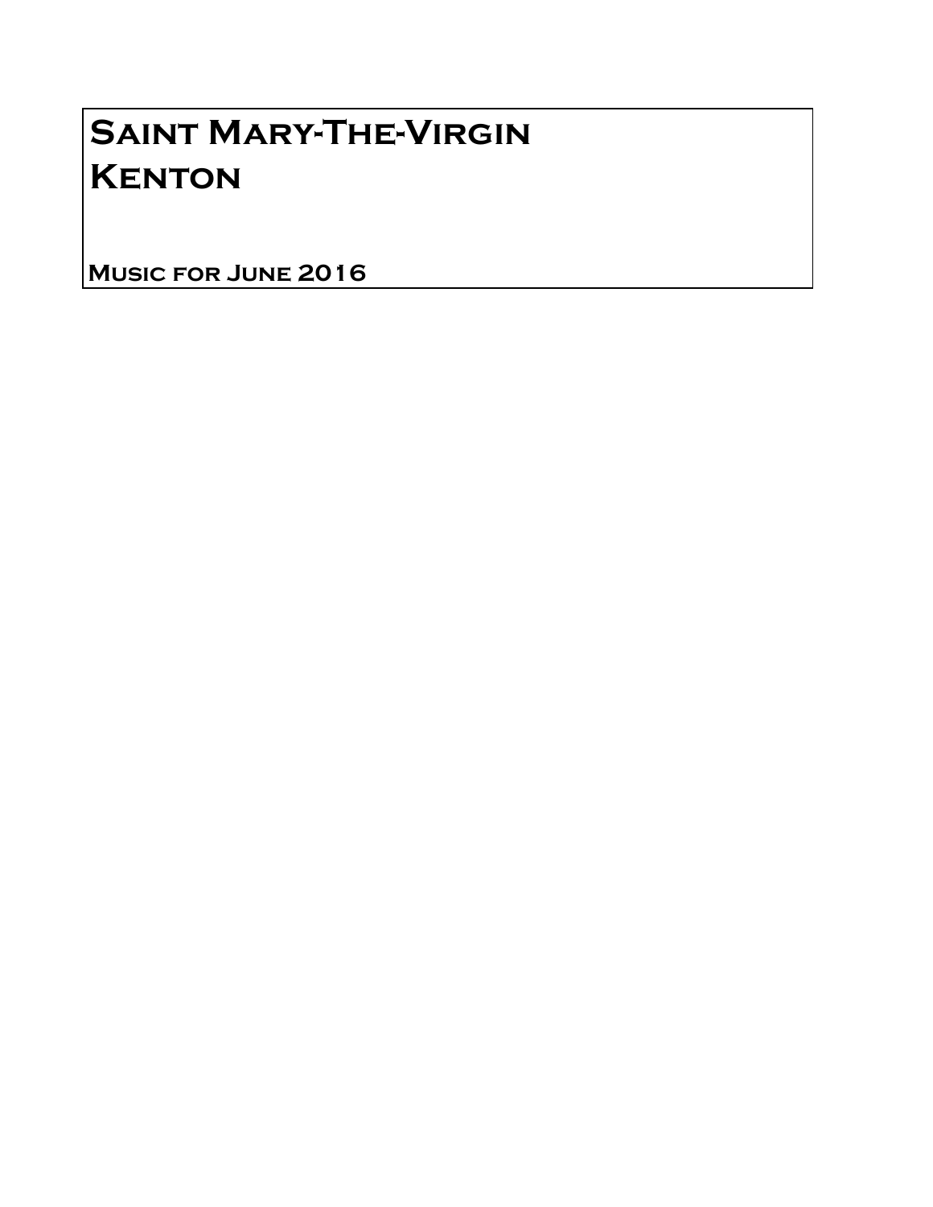# Saint Mary-The-Virgin
# Kenton

**Music for June 2016**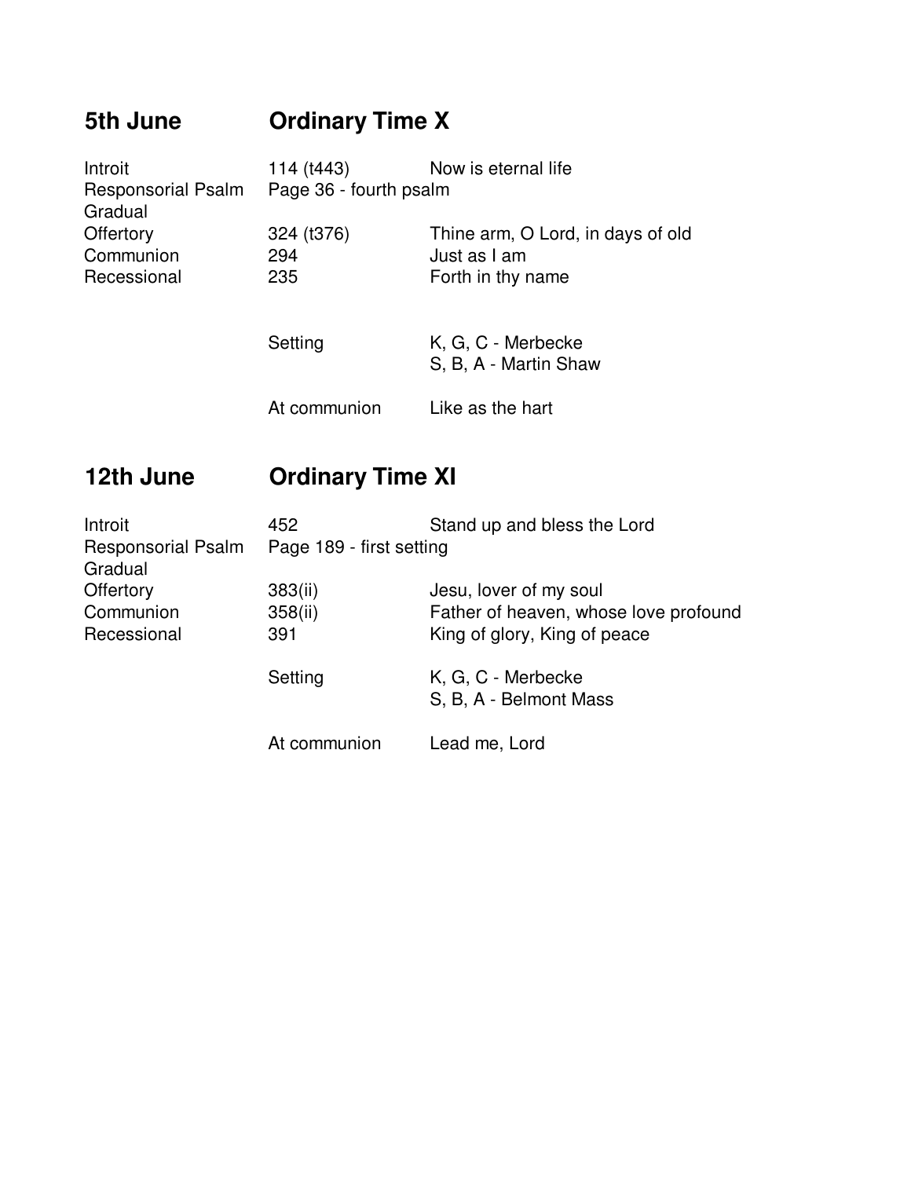## 5th June Ordinary Time X

| | | |
|---|---|---|
| Introit | 114 (t443) | Now is eternal life |
| Responsorial Psalm Gradual | Page 36 - fourth psalm | |
| Offertory | 324 (t376) | Thine arm, O Lord, in days of old |
| Communion | 294 | Just as I am |
| Recessional | 235 | Forth in thy name |
| | Setting | K, G, C - Merbecke<br>S, B, A - Martin Shaw |
| | At communion | Like as the hart |

## 12th June Ordinary Time XI

| | | |
|---|---|---|
| Introit | 452 | Stand up and bless the Lord |
| Responsorial Psalm Gradual | Page 189 - first setting | |
| Offertory | 383(ii) | Jesu, lover of my soul |
| Communion | 358(ii) | Father of heaven, whose love profound |
| Recessional | 391 | King of glory, King of peace |
| | Setting | K, G, C - Merbecke<br>S, B, A - Belmont Mass |
| | At communion | Lead me, Lord |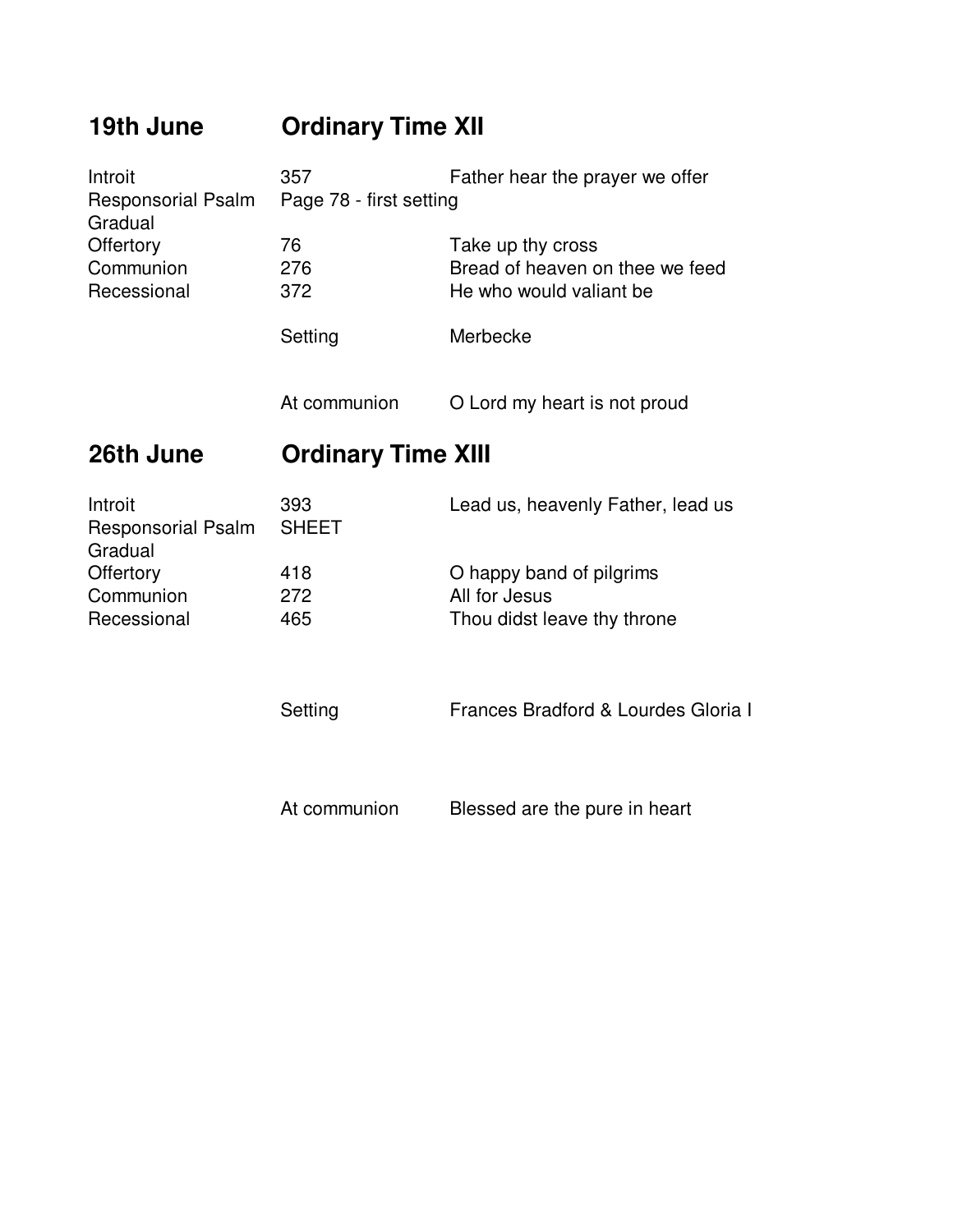## 19th June Ordinary Time XII

| | | |
|---|---|---|
| Introit | 357 | Father hear the prayer we offer |
| Responsorial Psalm Gradual | Page 78 - first setting | |
| Offertory | 76 | Take up thy cross |
| Communion | 276 | Bread of heaven on thee we feed |
| Recessional | 372 | He who would valiant be |
| | Setting | Merbecke |
| | At communion | O Lord my heart is not proud |

## 26th June Ordinary Time XIII

| | | |
|---|---|---|
| Introit | 393 | Lead us, heavenly Father, lead us |
| Responsorial Psalm Gradual | SHEET | |
| Offertory | 418 | O happy band of pilgrims |
| Communion | 272 | All for Jesus |
| Recessional | 465 | Thou didst leave thy throne |
| | Setting | Frances Bradford & Lourdes Gloria I |
| | At communion | Blessed are the pure in heart |